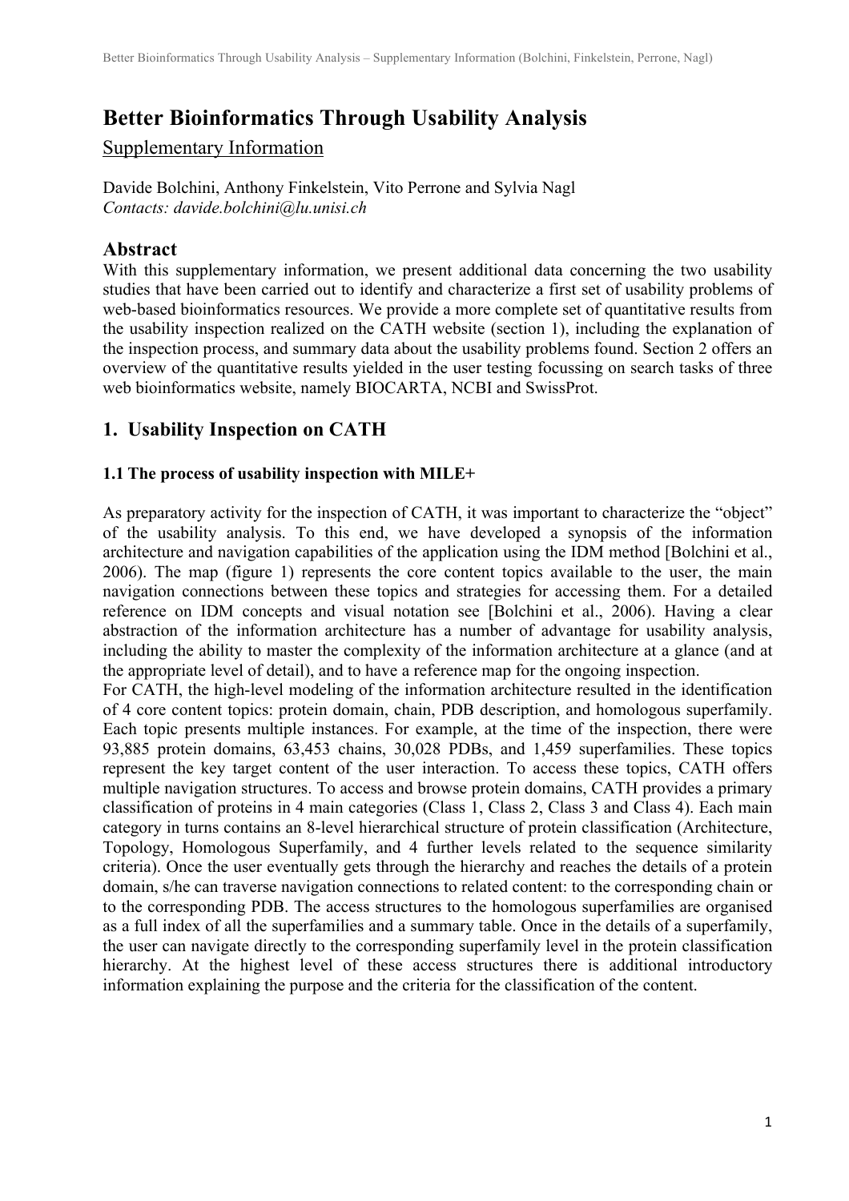# Better Bioinformatics Through Usability Analysis

Supplementary Information

Davide Bolchini, Anthony Finkelstein, Vito Perrone and Sylvia Nagl
*Contacts: davide.bolchini@lu.unisi.ch*

## Abstract

With this supplementary information, we present additional data concerning the two usability studies that have been carried out to identify and characterize a first set of usability problems of web-based bioinformatics resources. We provide a more complete set of quantitative results from the usability inspection realized on the CATH website (section 1), including the explanation of the inspection process, and summary data about the usability problems found. Section 2 offers an overview of the quantitative results yielded in the user testing focussing on search tasks of three web bioinformatics website, namely BIOCARTA, NCBI and SwissProt.

## 1. Usability Inspection on CATH

### 1.1 The process of usability inspection with MILE+

As preparatory activity for the inspection of CATH, it was important to characterize the "object" of the usability analysis. To this end, we have developed a synopsis of the information architecture and navigation capabilities of the application using the IDM method [Bolchini et al., 2006). The map (figure 1) represents the core content topics available to the user, the main navigation connections between these topics and strategies for accessing them. For a detailed reference on IDM concepts and visual notation see [Bolchini et al., 2006). Having a clear abstraction of the information architecture has a number of advantage for usability analysis, including the ability to master the complexity of the information architecture at a glance (and at the appropriate level of detail), and to have a reference map for the ongoing inspection.

For CATH, the high-level modeling of the information architecture resulted in the identification of 4 core content topics: protein domain, chain, PDB description, and homologous superfamily. Each topic presents multiple instances. For example, at the time of the inspection, there were 93,885 protein domains, 63,453 chains, 30,028 PDBs, and 1,459 superfamilies. These topics represent the key target content of the user interaction. To access these topics, CATH offers multiple navigation structures. To access and browse protein domains, CATH provides a primary classification of proteins in 4 main categories (Class 1, Class 2, Class 3 and Class 4). Each main category in turns contains an 8-level hierarchical structure of protein classification (Architecture, Topology, Homologous Superfamily, and 4 further levels related to the sequence similarity criteria). Once the user eventually gets through the hierarchy and reaches the details of a protein domain, s/he can traverse navigation connections to related content: to the corresponding chain or to the corresponding PDB. The access structures to the homologous superfamilies are organised as a full index of all the superfamilies and a summary table. Once in the details of a superfamily, the user can navigate directly to the corresponding superfamily level in the protein classification hierarchy. At the highest level of these access structures there is additional introductory information explaining the purpose and the criteria for the classification of the content.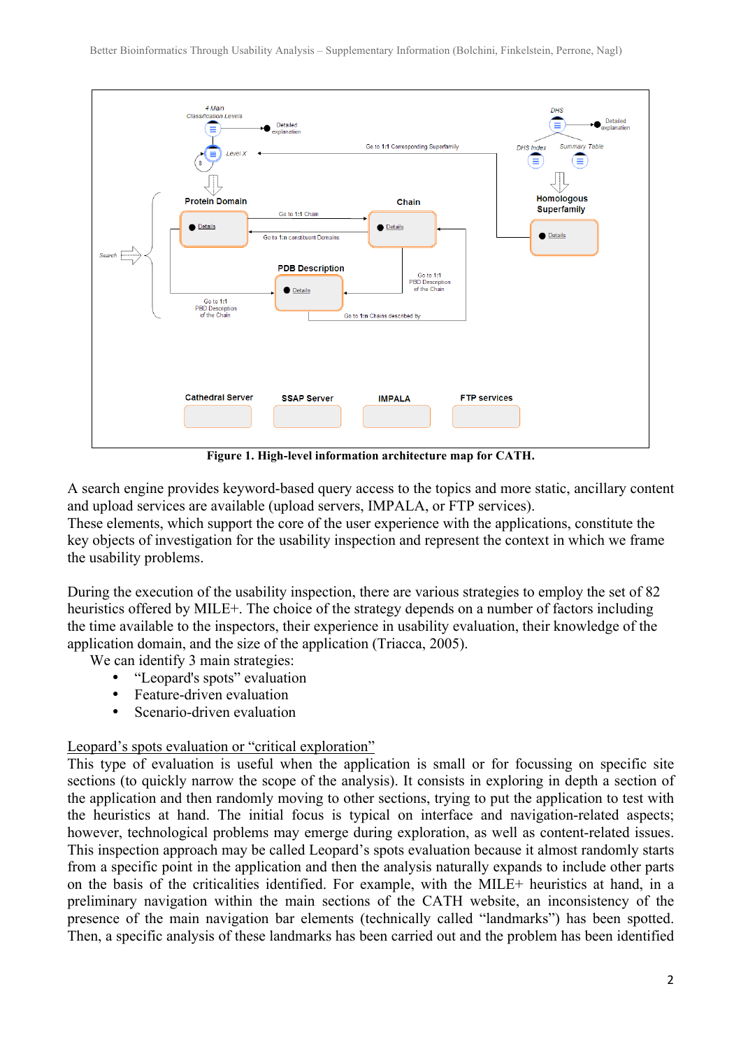4 Main Classification Levels

Detailed explanation

Level X

Go to 1:1 Corresponding Superfamily

DHS

Detailed explanation

DHS Index

Summary Table

Homologous Superfamily

Details

Protein Domain

Details

Go to 1:1 Chain

Go to 1:n constituent Domains

Chain

Details

Search

PDB Description

Details

Go to 1:1 PBD Description of the Chain

Go to 1:1 PBD Description of the Chain

Go to 1:n Chains described by

Cathedral Server

SSAP Server

IMPALA

FTP services

**Figure 1. High-level information architecture map for CATH.**

A search engine provides keyword-based query access to the topics and more static, ancillary content and upload services are available (upload servers, IMPALA, or FTP services).
These elements, which support the core of the user experience with the applications, constitute the key objects of investigation for the usability inspection and represent the context in which we frame the usability problems.

During the execution of the usability inspection, there are various strategies to employ the set of 82 heuristics offered by MILE+. The choice of the strategy depends on a number of factors including the time available to the inspectors, their experience in usability evaluation, their knowledge of the application domain, and the size of the application (Triacca, 2005).

We can identify 3 main strategies:

- "Leopard's spots" evaluation
- Feature-driven evaluation
- Scenario-driven evaluation

Leopard's spots evaluation or "critical exploration"

This type of evaluation is useful when the application is small or for focussing on specific site sections (to quickly narrow the scope of the analysis). It consists in exploring in depth a section of the application and then randomly moving to other sections, trying to put the application to test with the heuristics at hand. The initial focus is typical on interface and navigation-related aspects; however, technological problems may emerge during exploration, as well as content-related issues. This inspection approach may be called Leopard's spots evaluation because it almost randomly starts from a specific point in the application and then the analysis naturally expands to include other parts on the basis of the criticalities identified. For example, with the MILE+ heuristics at hand, a preliminary navigation within the main sections of the CATH website, an inconsistency of the presence of the main navigation bar elements (technically called "landmarks") has been spotted. Then, a specific analysis of these landmarks has been carried out and the problem has been identified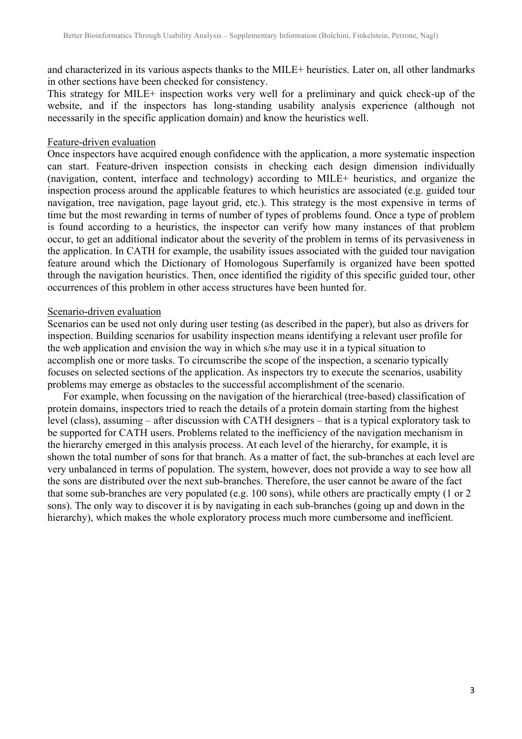and characterized in its various aspects thanks to the MILE+ heuristics. Later on, all other landmarks in other sections have been checked for consistency.
This strategy for MILE+ inspection works very well for a preliminary and quick check-up of the website, and if the inspectors has long-standing usability analysis experience (although not necessarily in the specific application domain) and know the heuristics well.

Feature-driven evaluation

Once inspectors have acquired enough confidence with the application, a more systematic inspection can start. Feature-driven inspection consists in checking each design dimension individually (navigation, content, interface and technology) according to MILE+ heuristics, and organize the inspection process around the applicable features to which heuristics are associated (e.g. guided tour navigation, tree navigation, page layout grid, etc.). This strategy is the most expensive in terms of time but the most rewarding in terms of number of types of problems found. Once a type of problem is found according to a heuristics, the inspector can verify how many instances of that problem occur, to get an additional indicator about the severity of the problem in terms of its pervasiveness in the application. In CATH for example, the usability issues associated with the guided tour navigation feature around which the Dictionary of Homologous Superfamily is organized have been spotted through the navigation heuristics. Then, once identified the rigidity of this specific guided tour, other occurrences of this problem in other access structures have been hunted for.

Scenario-driven evaluation

Scenarios can be used not only during user testing (as described in the paper), but also as drivers for inspection. Building scenarios for usability inspection means identifying a relevant user profile for the web application and envision the way in which s/he may use it in a typical situation to accomplish one or more tasks. To circumscribe the scope of the inspection, a scenario typically focuses on selected sections of the application. As inspectors try to execute the scenarios, usability problems may emerge as obstacles to the successful accomplishment of the scenario.

For example, when focussing on the navigation of the hierarchical (tree-based) classification of protein domains, inspectors tried to reach the details of a protein domain starting from the highest level (class), assuming – after discussion with CATH designers – that is a typical exploratory task to be supported for CATH users. Problems related to the inefficiency of the navigation mechanism in the hierarchy emerged in this analysis process. At each level of the hierarchy, for example, it is shown the total number of sons for that branch. As a matter of fact, the sub-branches at each level are very unbalanced in terms of population. The system, however, does not provide a way to see how all the sons are distributed over the next sub-branches. Therefore, the user cannot be aware of the fact that some sub-branches are very populated (e.g. 100 sons), while others are practically empty (1 or 2 sons). The only way to discover it is by navigating in each sub-branches (going up and down in the hierarchy), which makes the whole exploratory process much more cumbersome and inefficient.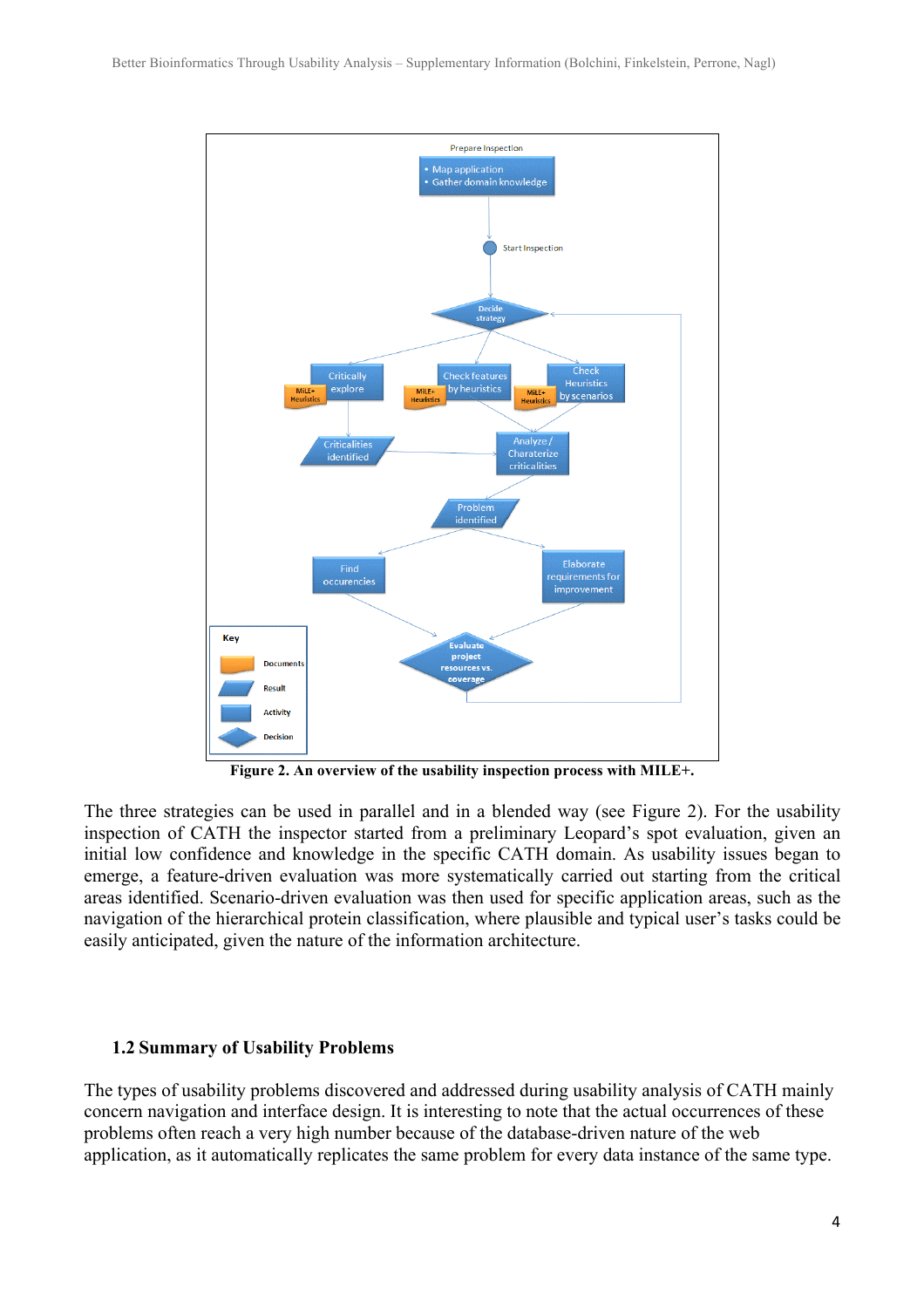Prepare Inspection

- Map application
- Gather domain knowledge

Start Inspection

Decide strategy

Critically explore

Check features by heuristics

Check Heuristics by scenarios

MiLE+ Heuristics

MiLE+ Heuristics

MiLE+ Heuristics

Criticalities identified

Analyze / Charaterize criticalities

Problem identified

Find occurencies

Elaborate requirements for improvement

Evaluate project resources vs. coverage

Key

Documents

Result

Activity

Decision

**Figure 2. An overview of the usability inspection process with MILE+.**

The three strategies can be used in parallel and in a blended way (see Figure 2). For the usability inspection of CATH the inspector started from a preliminary Leopard's spot evaluation, given an initial low confidence and knowledge in the specific CATH domain. As usability issues began to emerge, a feature-driven evaluation was more systematically carried out starting from the critical areas identified. Scenario-driven evaluation was then used for specific application areas, such as the navigation of the hierarchical protein classification, where plausible and typical user's tasks could be easily anticipated, given the nature of the information architecture.

## 1.2 Summary of Usability Problems

The types of usability problems discovered and addressed during usability analysis of CATH mainly concern navigation and interface design. It is interesting to note that the actual occurrences of these problems often reach a very high number because of the database-driven nature of the web application, as it automatically replicates the same problem for every data instance of the same type.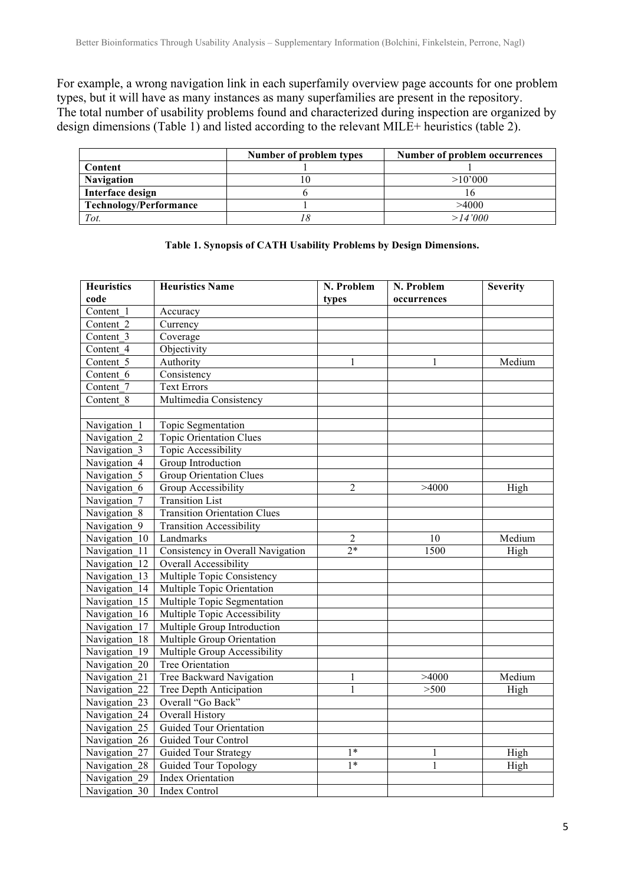For example, a wrong navigation link in each superfamily overview page accounts for one problem types, but it will have as many instances as many superfamilies are present in the repository.
The total number of usability problems found and characterized during inspection are organized by design dimensions (Table 1) and listed according to the relevant MILE+ heuristics (table 2).

| | Number of problem types | Number of problem occurrences |
|---|---|---|
| **Content** | 1 | 1 |
| **Navigation** | 10 | >10'000 |
| **Interface design** | 6 | 16 |
| **Technology/Performance** | 1 | >4000 |
| *Tot.* | *18* | *>14'000* |

**Table 1. Synopsis of CATH Usability Problems by Design Dimensions.**

| Heuristics code | Heuristics Name | N. Problem types | N. Problem occurrences | Severity |
|---|---|---|---|---|
| Content_1 | Accuracy | | | |
| Content_2 | Currency | | | |
| Content_3 | Coverage | | | |
| Content_4 | Objectivity | | | |
| Content_5 | Authority | 1 | 1 | Medium |
| Content_6 | Consistency | | | |
| Content_7 | Text Errors | | | |
| Content_8 | Multimedia Consistency | | | |
| | | | | |
| Navigation_1 | Topic Segmentation | | | |
| Navigation_2 | Topic Orientation Clues | | | |
| Navigation_3 | Topic Accessibility | | | |
| Navigation_4 | Group Introduction | | | |
| Navigation_5 | Group Orientation Clues | | | |
| Navigation_6 | Group Accessibility | 2 | >4000 | High |
| Navigation_7 | Transition List | | | |
| Navigation_8 | Transition Orientation Clues | | | |
| Navigation_9 | Transition Accessibility | | | |
| Navigation_10 | Landmarks | 2 | 10 | Medium |
| Navigation_11 | Consistency in Overall Navigation | 2* | 1500 | High |
| Navigation_12 | Overall Accessibility | | | |
| Navigation_13 | Multiple Topic Consistency | | | |
| Navigation_14 | Multiple Topic Orientation | | | |
| Navigation_15 | Multiple Topic Segmentation | | | |
| Navigation_16 | Multiple Topic Accessibility | | | |
| Navigation_17 | Multiple Group Introduction | | | |
| Navigation_18 | Multiple Group Orientation | | | |
| Navigation_19 | Multiple Group Accessibility | | | |
| Navigation_20 | Tree Orientation | | | |
| Navigation_21 | Tree Backward Navigation | 1 | >4000 | Medium |
| Navigation_22 | Tree Depth Anticipation | 1 | >500 | High |
| Navigation_23 | Overall "Go Back" | | | |
| Navigation_24 | Overall History | | | |
| Navigation_25 | Guided Tour Orientation | | | |
| Navigation_26 | Guided Tour Control | | | |
| Navigation_27 | Guided Tour Strategy | 1* | 1 | High |
| Navigation_28 | Guided Tour Topology | 1* | 1 | High |
| Navigation_29 | Index Orientation | | | |
| Navigation_30 | Index Control | | | |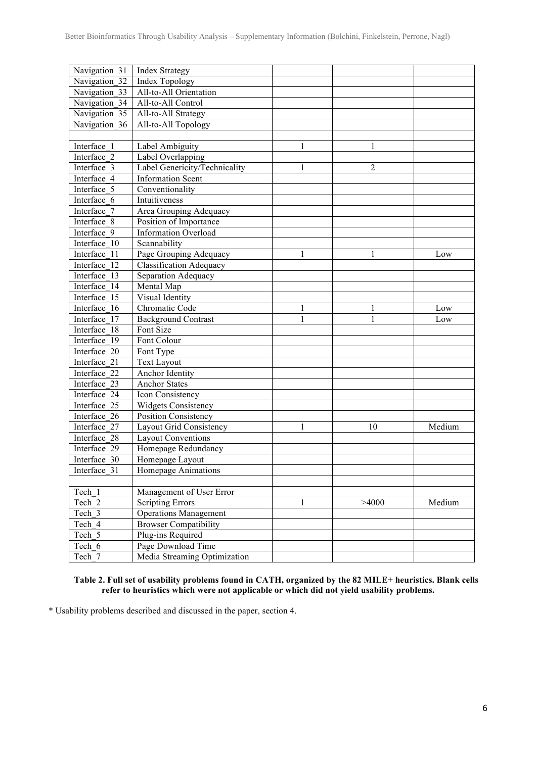| | | | | |
|---|---|---|---|---|
| Navigation_31 | Index Strategy | | | |
| Navigation_32 | Index Topology | | | |
| Navigation_33 | All-to-All Orientation | | | |
| Navigation_34 | All-to-All Control | | | |
| Navigation_35 | All-to-All Strategy | | | |
| Navigation_36 | All-to-All Topology | | | |
| | | | | |
| Interface_1 | Label Ambiguity | 1 | 1 | |
| Interface_2 | Label Overlapping | | | |
| Interface_3 | Label Genericity/Technicality | 1 | 2 | |
| Interface_4 | Information Scent | | | |
| Interface_5 | Conventionality | | | |
| Interface_6 | Intuitiveness | | | |
| Interface_7 | Area Grouping Adequacy | | | |
| Interface_8 | Position of Importance | | | |
| Interface_9 | Information Overload | | | |
| Interface_10 | Scannability | | | |
| Interface_11 | Page Grouping Adequacy | 1 | 1 | Low |
| Interface_12 | Classification Adequacy | | | |
| Interface_13 | Separation Adequacy | | | |
| Interface_14 | Mental Map | | | |
| Interface_15 | Visual Identity | | | |
| Interface_16 | Chromatic Code | 1 | 1 | Low |
| Interface_17 | Background Contrast | 1 | 1 | Low |
| Interface_18 | Font Size | | | |
| Interface_19 | Font Colour | | | |
| Interface_20 | Font Type | | | |
| Interface_21 | Text Layout | | | |
| Interface_22 | Anchor Identity | | | |
| Interface_23 | Anchor States | | | |
| Interface_24 | Icon Consistency | | | |
| Interface_25 | Widgets Consistency | | | |
| Interface_26 | Position Consistency | | | |
| Interface_27 | Layout Grid Consistency | 1 | 10 | Medium |
| Interface_28 | Layout Conventions | | | |
| Interface_29 | Homepage Redundancy | | | |
| Interface_30 | Homepage Layout | | | |
| Interface_31 | Homepage Animations | | | |
| | | | | |
| Tech_1 | Management of User Error | | | |
| Tech_2 | Scripting Errors | 1 | >4000 | Medium |
| Tech_3 | Operations Management | | | |
| Tech_4 | Browser Compatibility | | | |
| Tech_5 | Plug-ins Required | | | |
| Tech_6 | Page Download Time | | | |
| Tech_7 | Media Streaming Optimization | | | |

**Table 2. Full set of usability problems found in CATH, organized by the 82 MILE+ heuristics. Blank cells refer to heuristics which were not applicable or which did not yield usability problems.**

* Usability problems described and discussed in the paper, section 4.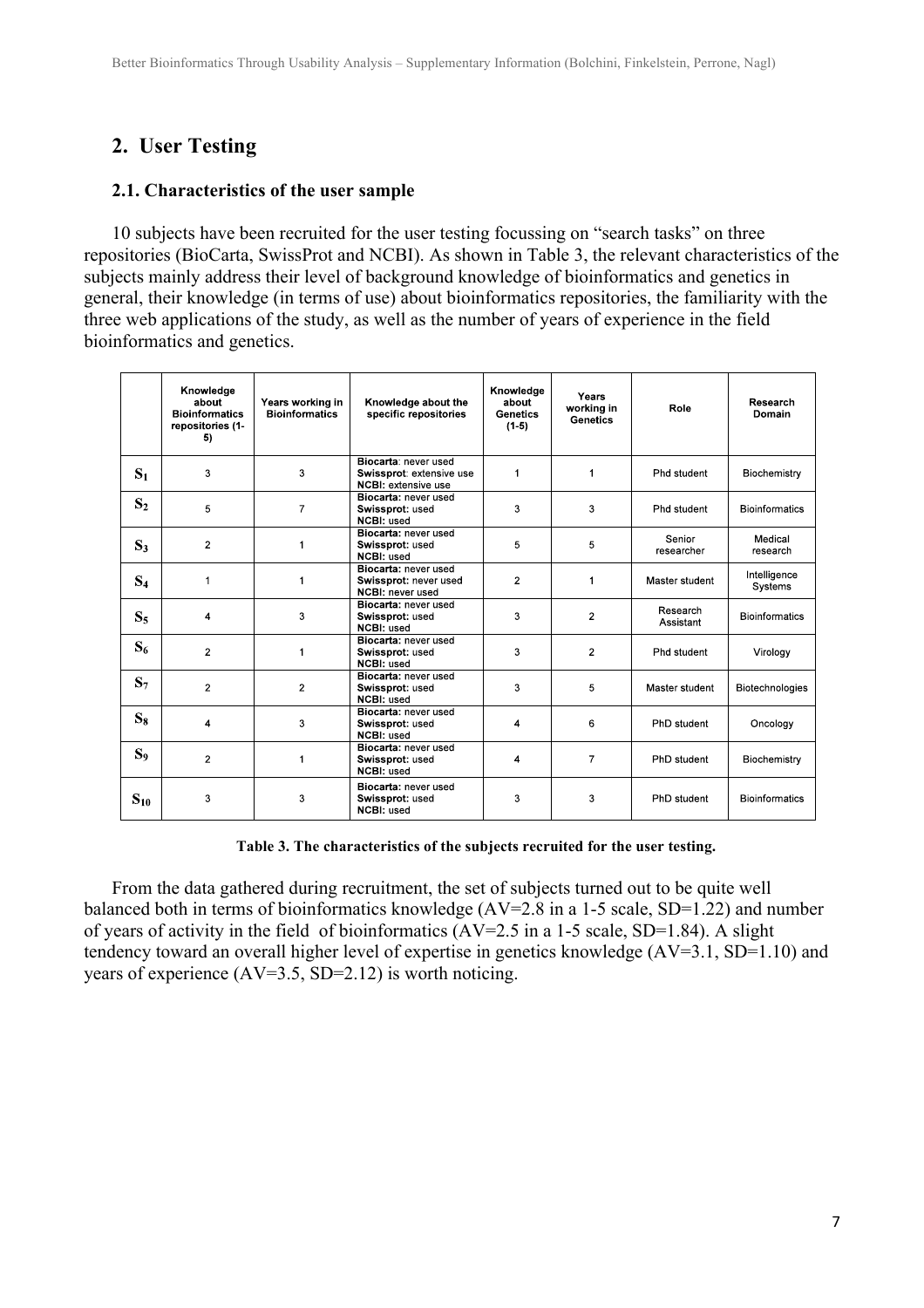## 2. User Testing

### 2.1. Characteristics of the user sample

10 subjects have been recruited for the user testing focussing on "search tasks" on three repositories (BioCarta, SwissProt and NCBI). As shown in Table 3, the relevant characteristics of the subjects mainly address their level of background knowledge of bioinformatics and genetics in general, their knowledge (in terms of use) about bioinformatics repositories, the familiarity with the three web applications of the study, as well as the number of years of experience in the field bioinformatics and genetics.

| | Knowledge about Bioinformatics repositories (1-5) | Years working in Bioinformatics | Knowledge about the specific repositories | Knowledge about Genetics (1-5) | Years working in Genetics | Role | Research Domain |
|---|---|---|---|---|---|---|---|
| $S_1$ | 3 | 3 | **Biocarta**: never used **Swissprot**: extensive use **NCBI**: extensive use | 1 | 1 | Phd student | Biochemistry |
| $S_2$ | 5 | 7 | **Biocarta:** never used **Swissprot:** used **NCBI:** used | 3 | 3 | Phd student | Bioinformatics |
| $S_3$ | 2 | 1 | **Biocarta:** never used **Swissprot:** used **NCBI:** used | 5 | 5 | Senior researcher | Medical research |
| $S_4$ | 1 | 1 | **Biocarta:** never used **Swissprot:** never used **NCBI:** never used | 2 | 1 | Master student | Intelligence Systems |
| $S_5$ | 4 | 3 | **Biocarta:** never used **Swissprot:** used **NCBI:** used | 3 | 2 | Research Assistant | Bioinformatics |
| $S_6$ | 2 | 1 | **Biocarta:** never used **Swissprot:** used **NCBI:** used | 3 | 2 | Phd student | Virology |
| $S_7$ | 2 | 2 | **Biocarta:** never used **Swissprot:** used **NCBI:** used | 3 | 5 | Master student | Biotechnologies |
| $S_8$ | 4 | 3 | **Biocarta:** never used **Swissprot:** used **NCBI:** used | 4 | 6 | PhD student | Oncology |
| $S_9$ | 2 | 1 | **Biocarta:** never used **Swissprot:** used **NCBI:** used | 4 | 7 | PhD student | Biochemistry |
| $S_{10}$ | 3 | 3 | **Biocarta:** never used **Swissprot:** used **NCBI:** used | 3 | 3 | PhD student | Bioinformatics |

**Table 3. The characteristics of the subjects recruited for the user testing.**

From the data gathered during recruitment, the set of subjects turned out to be quite well balanced both in terms of bioinformatics knowledge (AV=2.8 in a 1-5 scale, SD=1.22) and number of years of activity in the field of bioinformatics (AV=2.5 in a 1-5 scale, SD=1.84). A slight tendency toward an overall higher level of expertise in genetics knowledge (AV=3.1, SD=1.10) and years of experience (AV=3.5, SD=2.12) is worth noticing.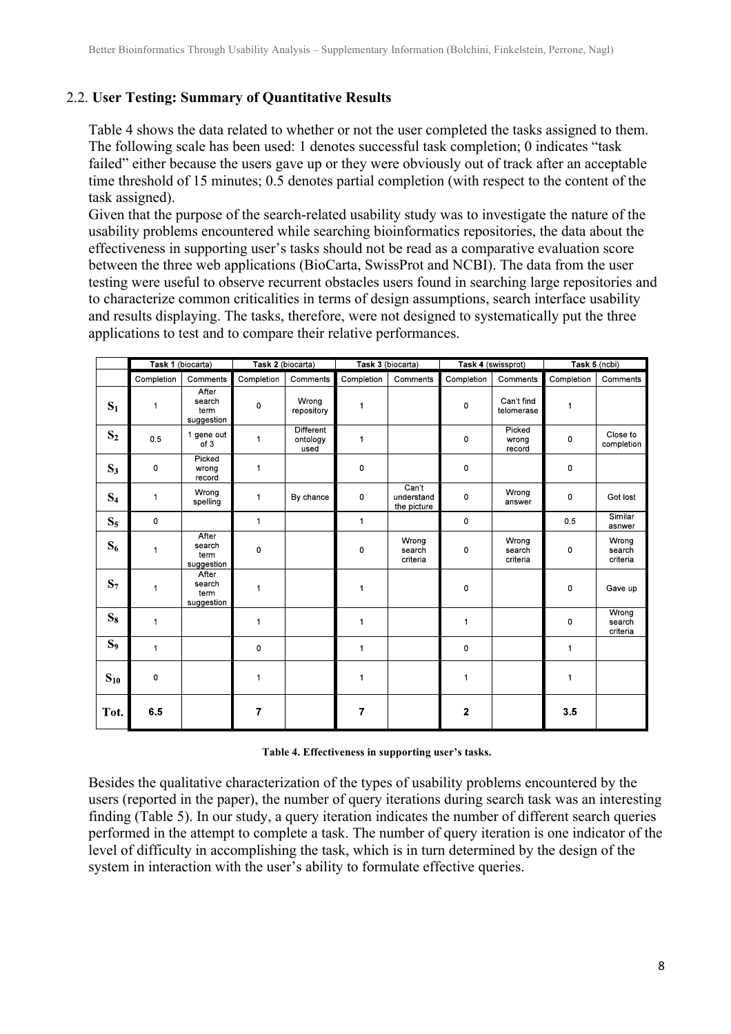## 2.2. **User Testing: Summary of Quantitative Results**

Table 4 shows the data related to whether or not the user completed the tasks assigned to them. The following scale has been used: 1 denotes successful task completion; 0 indicates "task failed" either because the users gave up or they were obviously out of track after an acceptable time threshold of 15 minutes; 0.5 denotes partial completion (with respect to the content of the task assigned).

Given that the purpose of the search-related usability study was to investigate the nature of the usability problems encountered while searching bioinformatics repositories, the data about the effectiveness in supporting user's tasks should not be read as a comparative evaluation score between the three web applications (BioCarta, SwissProt and NCBI). The data from the user testing were useful to observe recurrent obstacles users found in searching large repositories and to characterize common criticalities in terms of design assumptions, search interface usability and results displaying. The tasks, therefore, were not designed to systematically put the three applications to test and to compare their relative performances.

| | **Task 1** (biocarta) | | **Task 2** (biocarta) | | **Task 3** (biocarta) | | **Task 4** (swissprot) | | **Task 5** (ncbi) | |
|---|---|---|---|---|---|---|---|---|---|---|
| | Completion | Comments | Completion | Comments | Completion | Comments | Completion | Comments | Completion | Comments |
| $S_1$ | 1 | After search term suggestion | 0 | Wrong repository | 1 | | 0 | Can't find telomerase | 1 | |
| $S_2$ | 0.5 | 1 gene out of 3 | 1 | Different ontology used | 1 | | 0 | Picked wrong record | 0 | Close to completion |
| $S_3$ | 0 | Picked wrong record | 1 | | 0 | | 0 | | 0 | |
| $S_4$ | 1 | Wrong spelling | 1 | By chance | 0 | Can't understand the picture | 0 | Wrong answer | 0 | Got lost |
| $S_5$ | 0 | | 1 | | 1 | | 0 | | 0.5 | Similar asnwer |
| $S_6$ | 1 | After search term suggestion | 0 | | 0 | Wrong search criteria | 0 | Wrong search criteria | 0 | Wrong search criteria |
| $S_7$ | 1 | After search term suggestion | 1 | | 1 | | 0 | | 0 | Gave up |
| $S_8$ | 1 | | 1 | | 1 | | 1 | | 0 | Wrong search criteria |
| $S_9$ | 1 | | 0 | | 1 | | 0 | | 1 | |
| $S_{10}$ | 0 | | 1 | | 1 | | 1 | | 1 | |
| **Tot.** | **6.5** | | **7** | | **7** | | **2** | | **3.5** | |

**Table 4. Effectiveness in supporting user's tasks.**

Besides the qualitative characterization of the types of usability problems encountered by the users (reported in the paper), the number of query iterations during search task was an interesting finding (Table 5). In our study, a query iteration indicates the number of different search queries performed in the attempt to complete a task. The number of query iteration is one indicator of the level of difficulty in accomplishing the task, which is in turn determined by the design of the system in interaction with the user's ability to formulate effective queries.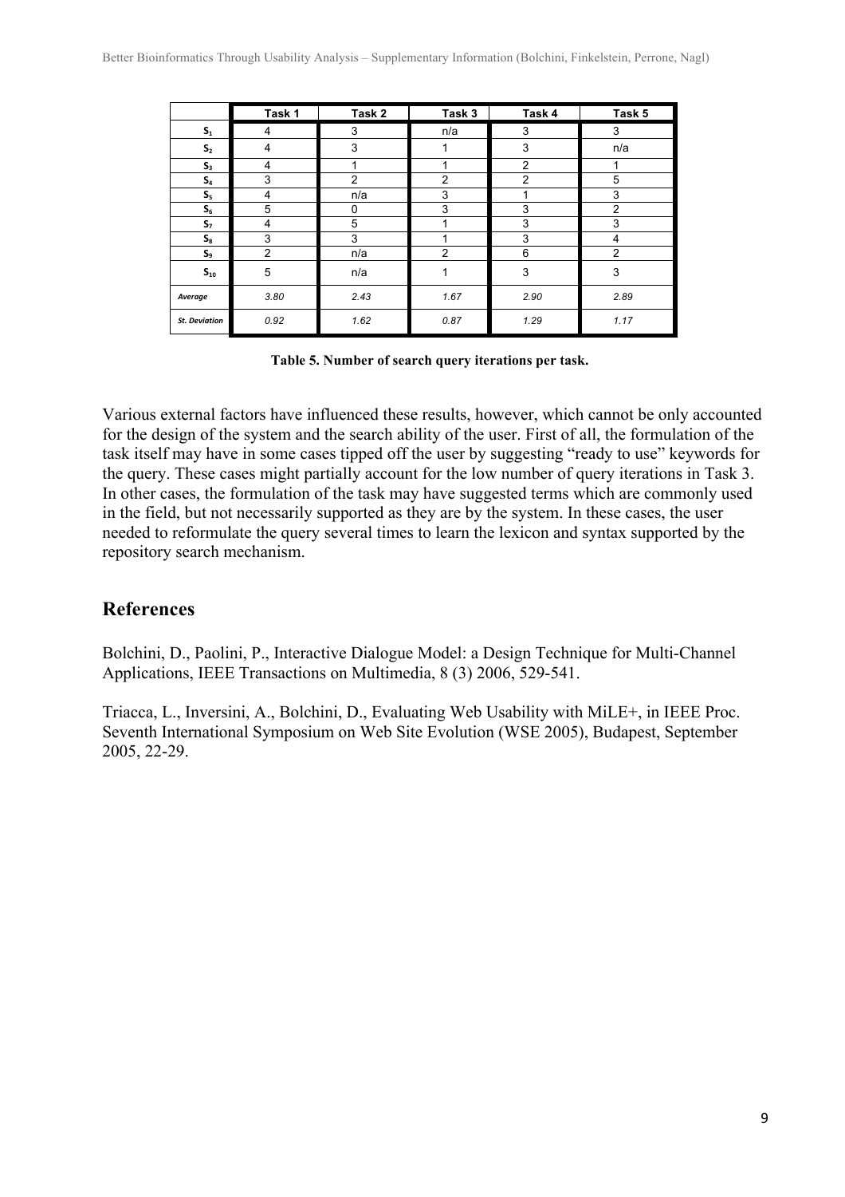| | Task 1 | Task 2 | Task 3 | Task 4 | Task 5 |
|---|---|---|---|---|---|
| $S_1$ | 4 | 3 | n/a | 3 | 3 |
| $S_2$ | 4 | 3 | 1 | 3 | n/a |
| $S_3$ | 4 | 1 | 1 | 2 | 1 |
| $S_4$ | 3 | 2 | 2 | 2 | 5 |
| $S_5$ | 4 | n/a | 3 | 1 | 3 |
| $S_6$ | 5 | 0 | 3 | 3 | 2 |
| $S_7$ | 4 | 5 | 1 | 3 | 3 |
| $S_8$ | 3 | 3 | 1 | 3 | 4 |
| $S_9$ | 2 | n/a | 2 | 6 | 2 |
| $S_{10}$ | 5 | n/a | 1 | 3 | 3 |
| *Average* | *3.80* | *2.43* | *1.67* | *2.90* | *2.89* |
| *St. Deviation* | *0.92* | *1.62* | *0.87* | *1.29* | *1.17* |

**Table 5. Number of search query iterations per task.**

Various external factors have influenced these results, however, which cannot be only accounted for the design of the system and the search ability of the user. First of all, the formulation of the task itself may have in some cases tipped off the user by suggesting "ready to use" keywords for the query. These cases might partially account for the low number of query iterations in Task 3. In other cases, the formulation of the task may have suggested terms which are commonly used in the field, but not necessarily supported as they are by the system. In these cases, the user needed to reformulate the query several times to learn the lexicon and syntax supported by the repository search mechanism.

## References

Bolchini, D., Paolini, P., Interactive Dialogue Model: a Design Technique for Multi-Channel Applications, IEEE Transactions on Multimedia, 8 (3) 2006, 529-541.

Triacca, L., Inversini, A., Bolchini, D., Evaluating Web Usability with MiLE+, in IEEE Proc. Seventh International Symposium on Web Site Evolution (WSE 2005), Budapest, September 2005, 22-29.